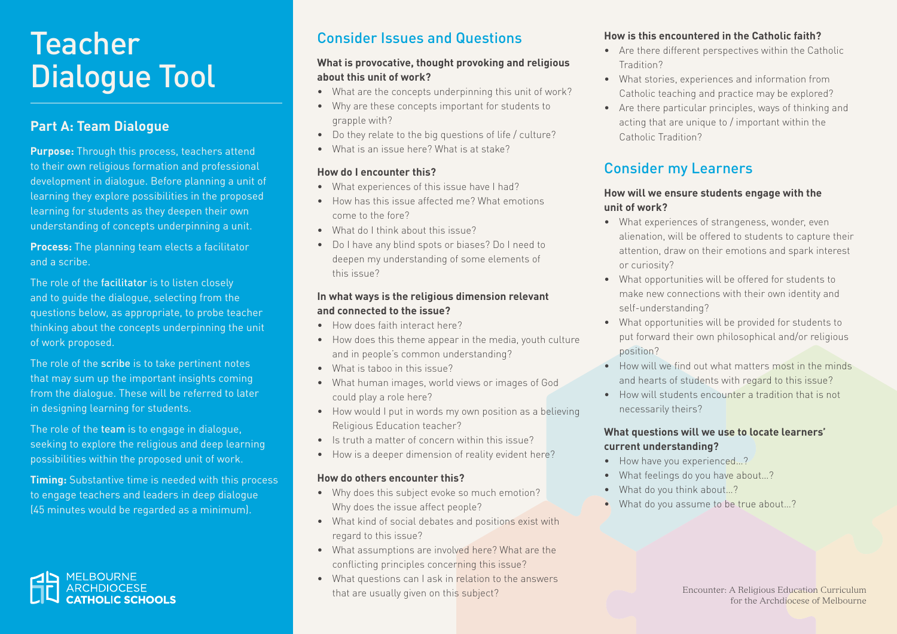# Teacher Dialogue Tool

## Part A: Team Dialogue

**Purpose:** Through this process, teachers attend to their own religious formation and professional development in dialogue. Before planning a unit of learning they explore possibilities in the proposed learning for students as they deepen their own understanding of concepts underpinning a unit.

**Process:** The planning team elects a facilitator and a scribe.

The role of the facilitator is to listen closely and to guide the dialogue, selecting from the questions below, as appropriate, to probe teacher thinking about the concepts underpinning the unit of work proposed.

The role of the scribe is to take pertinent notes that may sum up the important insights coming from the dialogue. These will be referred to later in designing learning for students.

The role of the team is to engage in dialogue, seeking to explore the religious and deep learning possibilities within the proposed unit of work.

**Timing:** Substantive time is needed with this process to engage teachers and leaders in deep dialogue (45 minutes would be regarded as a minimum).

MELBOURNE ARCHDIOCESE **CATHOLIC SCHOOLS**

## Consider Issues and Questions

**What is provocative, thought provoking and religious about this unit of work?**

- What are the concepts underpinning this unit of work?
- Why are these concepts important for students to grapple with?
- Do they relate to the big questions of life / culture?
- What is an issue here? What is at stake?

**How do I encounter this?**

- What experiences of this issue have I had?
- How has this issue affected me? What emotions come to the fore?
- What do I think about this issue?
- Do I have any blind spots or biases? Do I need to deepen my understanding of some elements of this issue?

**In what ways is the religious dimension relevant and connected to the issue?**

- How does faith interact here?
- How does this theme appear in the media, youth culture and in people's common understanding?
- What is taboo in this issue?
- What human images, world views or images of God could play a role here?
- How would I put in words my own position as a believing Religious Education teacher?
- Is truth a matter of concern within this issue?
- How is a deeper dimension of reality evident here?

**How do others encounter this?**

- Why does this subject evoke so much emotion? Why does the issue affect people?
- What kind of social debates and positions exist with regard to this issue?
- What assumptions are involved here? What are the conflicting principles concerning this issue?
- What questions can I ask in relation to the answers that are usually given on this subject?

**How is this encountered in the Catholic faith?**

- Are there different perspectives within the Catholic Tradition?
- What stories, experiences and information from Catholic teaching and practice may be explored?
- Are there particular principles, ways of thinking and acting that are unique to / important within the Catholic Tradition?

## Consider my Learners

**How will we ensure students engage with the unit of work?**

- What experiences of strangeness, wonder, even alienation, will be offered to students to capture their attention, draw on their emotions and spark interest or curiosity?
- What opportunities will be offered for students to make new connections with their own identity and self-understanding?
- What opportunities will be provided for students to put forward their own philosophical and/or religious position?
- How will we find out what matters most in the minds and hearts of students with regard to this issue?
- How will students encounter a tradition that is not necessarily theirs?

**What questions will we use to locate learners' current understanding?**

- How have you experienced…?
- What feelings do you have about…?
- What do you think about…?
- What do you assume to be true about…?

Encounter: A Religious Education Curriculum for the Archdiocese of Melbourne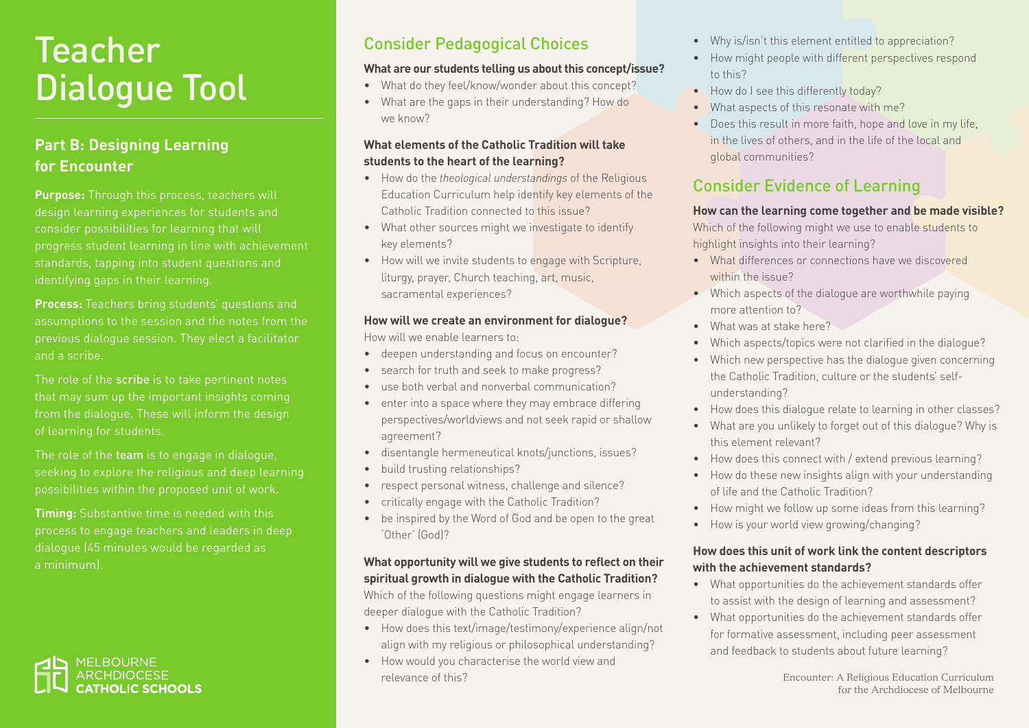# Teacher Dialogue Tool

## Part B: Designing Learning for Encounter

**Purpose:** Through this process, teachers will design learning experiences for students and consider possibilities for learning that will progress student learning in line with achievement standards, tapping into student questions and identifying gaps in their learning.

**Process:** Teachers bring students' questions and assumptions to the session and the notes from the previous dialogue session. They elect a facilitator and a scribe.

The role of the scribe is to take pertinent notes that may sum up the important insights coming from the dialogue. These will inform the design of learning for students.

The role of the team is to engage in dialogue, seeking to explore the religious and deep learning possibilities within the proposed unit of work.

**Timing:** Substantive time is needed with this process to engage teachers and leaders in deep dialogue (45 minutes would be regarded as a minimum).

## Consider Pedagogical Choices

**What are our students telling us about this concept/issue?**

- What do they feel/know/wonder about this concept?
- What are the gaps in their understanding? How do we know?

**What elements of the Catholic Tradition will take students to the heart of the learning?**

- How do the *theological understandings* of the Religious Education Curriculum help identify key elements of the Catholic Tradition connected to this issue?
- What other sources might we investigate to identify key elements?
- How will we invite students to engage with Scripture, liturgy, prayer, Church teaching, art, music, sacramental experiences?

**How will we create an environment for dialogue?**

How will we enable learners to:

- deepen understanding and focus on encounter?
- search for truth and seek to make progress?
- use both verbal and nonverbal communication?
- enter into a space where they may embrace differing perspectives/worldviews and not seek rapid or shallow agreement?
- disentangle hermeneutical knots/junctions, issues?
- build trusting relationships?
- respect personal witness, challenge and silence?
- critically engage with the Catholic Tradition?
- be inspired by the Word of God and be open to the great 'Other' (God)?

**What opportunity will we give students to reflect on their spiritual growth in dialogue with the Catholic Tradition?**

Which of the following questions might engage learners in deeper dialogue with the Catholic Tradition?

- How does this text/image/testimony/experience align/not align with my religious or philosophical understanding?
- How would you characterise the world view and relevance of this?
- Why is/isn't this element entitled to appreciation?
- How might people with different perspectives respond to this?
- How do I see this differently today?
- What aspects of this resonate with me?
- Does this result in more faith, hope and love in my life, in the lives of others, and in the life of the local and global communities?

## Consider Evidence of Learning

**How can the learning come together and be made visible?**

Which of the following might we use to enable students to highlight insights into their learning?

- What differences or connections have we discovered within the issue?
- Which aspects of the dialogue are worthwhile paying more attention to?
- What was at stake here?
- Which aspects/topics were not clarified in the dialogue?
- Which new perspective has the dialogue given concerning the Catholic Tradition, culture or the students' self-understanding?
- How does this dialogue relate to learning in other classes?
- What are you unlikely to forget out of this dialogue? Why is this element relevant?
- How does this connect with / extend previous learning?
- How do these new insights align with your understanding of life and the Catholic Tradition?
- How might we follow up some ideas from this learning?
- How is your world view growing/changing?

**How does this unit of work link the content descriptors with the achievement standards?**

- What opportunities do the achievement standards offer to assist with the design of learning and assessment?
- What opportunities do the achievement standards offer for formative assessment, including peer assessment and feedback to students about future learning?

Melbourne Archdiocese Catholic Schools

Encounter: A Religious Education Curriculum for the Archdiocese of Melbourne